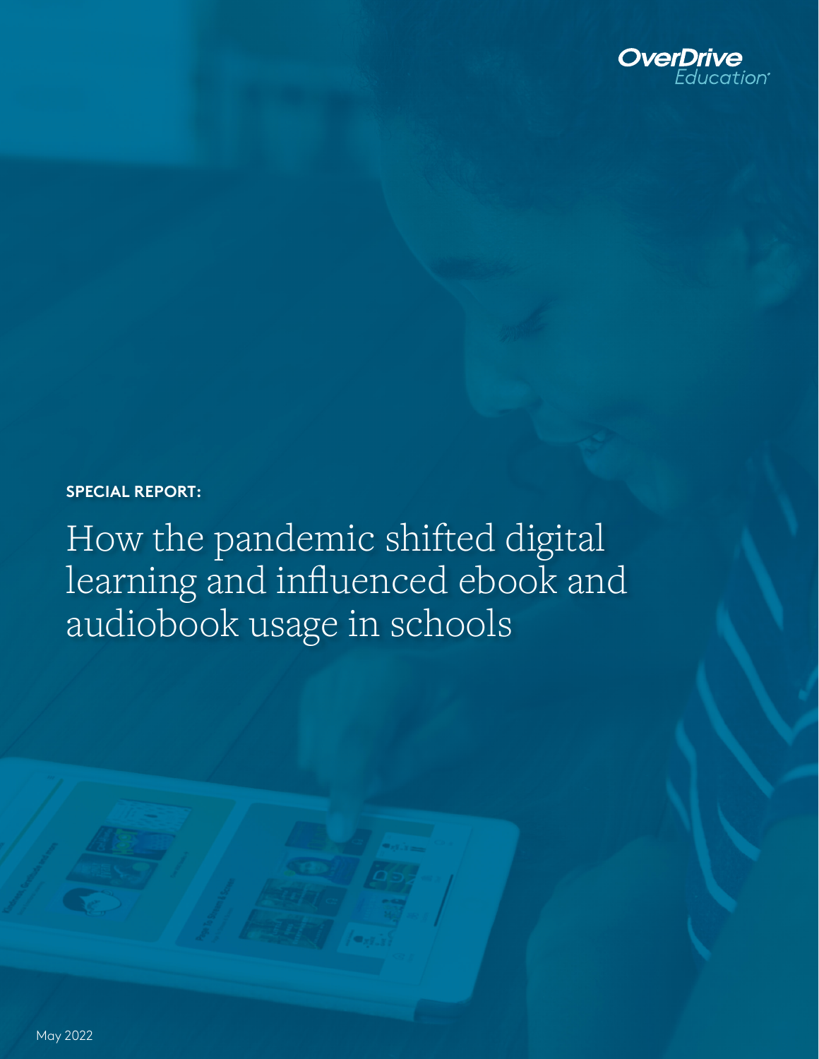OverDrive Education

**SPECIAL REPORT:**

# How the pandemic shifted digital learning and influenced ebook and audiobook usage in schools

May 2022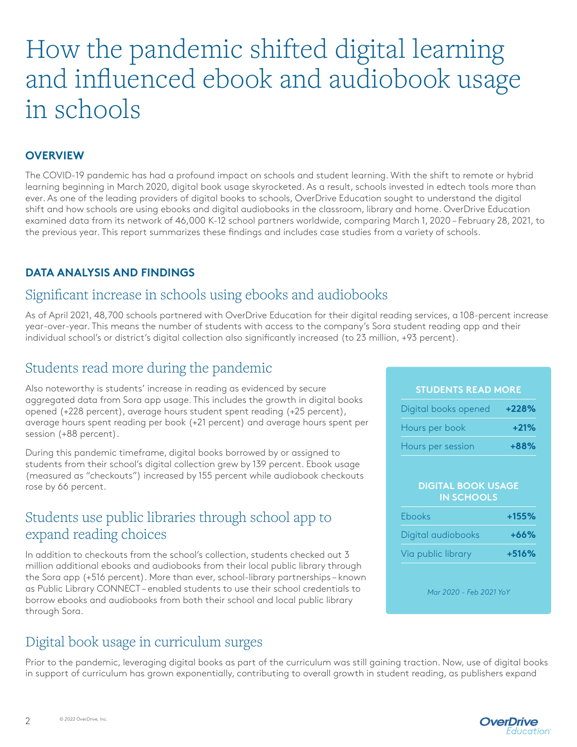# How the pandemic shifted digital learning and influenced ebook and audiobook usage in schools

## OVERVIEW

The COVID-19 pandemic has had a profound impact on schools and student learning. With the shift to remote or hybrid learning beginning in March 2020, digital book usage skyrocketed. As a result, schools invested in edtech tools more than ever. As one of the leading providers of digital books to schools, OverDrive Education sought to understand the digital shift and how schools are using ebooks and digital audiobooks in the classroom, library and home. OverDrive Education examined data from its network of 46,000 K-12 school partners worldwide, comparing March 1, 2020 – February 28, 2021, to the previous year. This report summarizes these findings and includes case studies from a variety of schools.

## DATA ANALYSIS AND FINDINGS

### Significant increase in schools using ebooks and audiobooks

As of April 2021, 48,700 schools partnered with OverDrive Education for their digital reading services, a 108-percent increase year-over-year. This means the number of students with access to the company's Sora student reading app and their individual school's or district's digital collection also significantly increased (to 23 million, +93 percent).

### Students read more during the pandemic

Also noteworthy is students' increase in reading as evidenced by secure aggregated data from Sora app usage. This includes the growth in digital books opened (+228 percent), average hours student spent reading (+25 percent), average hours spent reading per book (+21 percent) and average hours spent per session (+88 percent).

During this pandemic timeframe, digital books borrowed by or assigned to students from their school's digital collection grew by 139 percent. Ebook usage (measured as "checkouts") increased by 155 percent while audiobook checkouts rose by 66 percent.

| STUDENTS READ MORE | |
|---|---|
| Digital books opened | +228% |
| Hours per book | +21% |
| Hours per session | +88% |

| DIGITAL BOOK USAGE IN SCHOOLS | |
|---|---|
| Ebooks | +155% |
| Digital audiobooks | +66% |
| Via public library | +516% |

*Mar 2020 - Feb 2021 YoY*

### Students use public libraries through school app to expand reading choices

In addition to checkouts from the school's collection, students checked out 3 million additional ebooks and audiobooks from their local public library through the Sora app (+516 percent). More than ever, school-library partnerships – known as Public Library CONNECT – enabled students to use their school credentials to borrow ebooks and audiobooks from both their school and local public library through Sora.

### Digital book usage in curriculum surges

Prior to the pandemic, leveraging digital books as part of the curriculum was still gaining traction. Now, use of digital books in support of curriculum has grown exponentially, contributing to overall growth in student reading, as publishers expand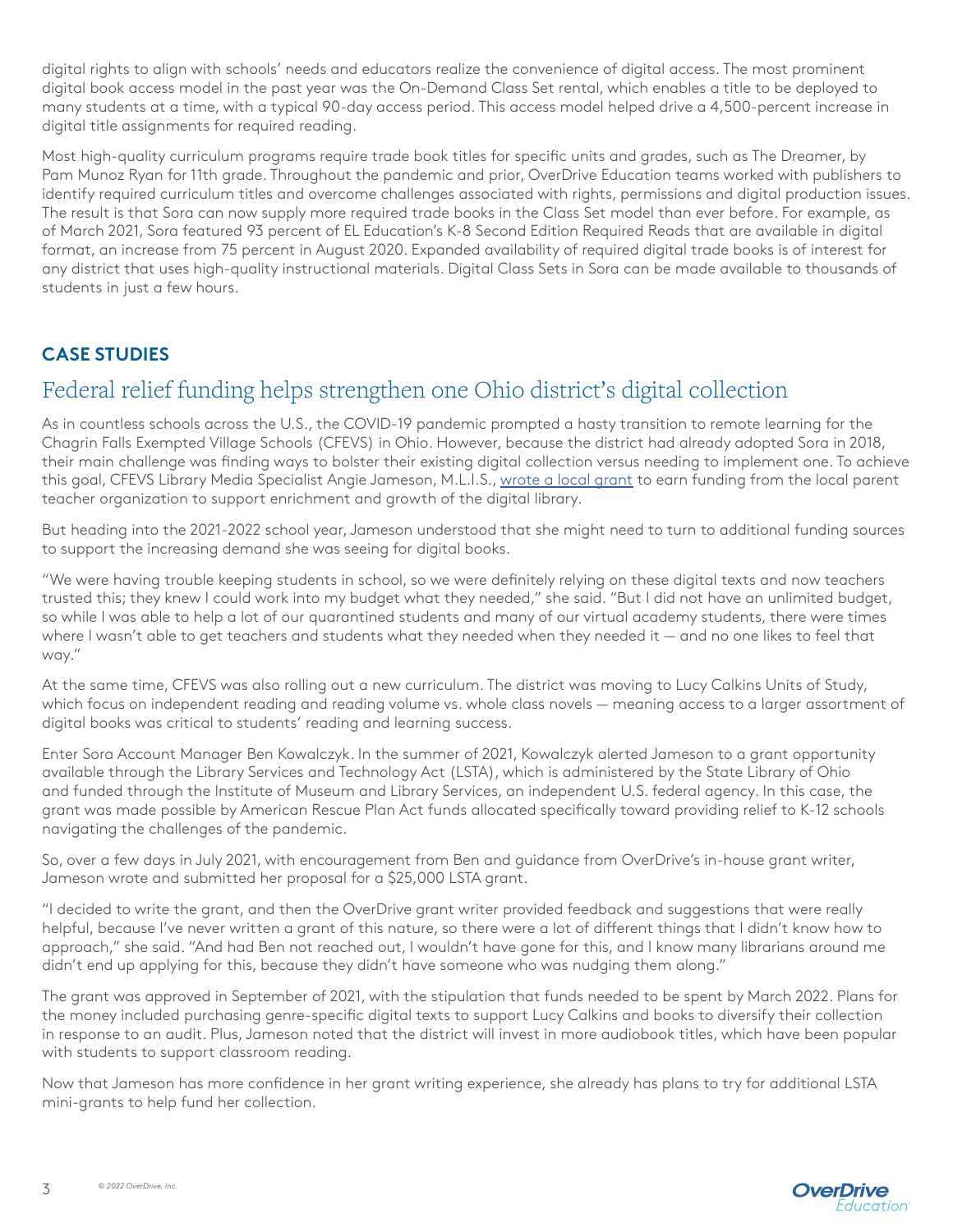digital rights to align with schools' needs and educators realize the convenience of digital access. The most prominent digital book access model in the past year was the On-Demand Class Set rental, which enables a title to be deployed to many students at a time, with a typical 90-day access period. This access model helped drive a 4,500-percent increase in digital title assignments for required reading.

Most high-quality curriculum programs require trade book titles for specific units and grades, such as The Dreamer, by Pam Munoz Ryan for 11th grade. Throughout the pandemic and prior, OverDrive Education teams worked with publishers to identify required curriculum titles and overcome challenges associated with rights, permissions and digital production issues. The result is that Sora can now supply more required trade books in the Class Set model than ever before. For example, as of March 2021, Sora featured 93 percent of EL Education's K-8 Second Edition Required Reads that are available in digital format, an increase from 75 percent in August 2020. Expanded availability of required digital trade books is of interest for any district that uses high-quality instructional materials. Digital Class Sets in Sora can be made available to thousands of students in just a few hours.

## CASE STUDIES

### Federal relief funding helps strengthen one Ohio district's digital collection

As in countless schools across the U.S., the COVID-19 pandemic prompted a hasty transition to remote learning for the Chagrin Falls Exempted Village Schools (CFEVS) in Ohio. However, because the district had already adopted Sora in 2018, their main challenge was finding ways to bolster their existing digital collection versus needing to implement one. To achieve this goal, CFEVS Library Media Specialist Angie Jameson, M.L.I.S., wrote a local grant to earn funding from the local parent teacher organization to support enrichment and growth of the digital library.

But heading into the 2021-2022 school year, Jameson understood that she might need to turn to additional funding sources to support the increasing demand she was seeing for digital books.

"We were having trouble keeping students in school, so we were definitely relying on these digital texts and now teachers trusted this; they knew I could work into my budget what they needed," she said. "But I did not have an unlimited budget, so while I was able to help a lot of our quarantined students and many of our virtual academy students, there were times where I wasn't able to get teachers and students what they needed when they needed it — and no one likes to feel that way."

At the same time, CFEVS was also rolling out a new curriculum. The district was moving to Lucy Calkins Units of Study, which focus on independent reading and reading volume vs. whole class novels — meaning access to a larger assortment of digital books was critical to students' reading and learning success.

Enter Sora Account Manager Ben Kowalczyk. In the summer of 2021, Kowalczyk alerted Jameson to a grant opportunity available through the Library Services and Technology Act (LSTA), which is administered by the State Library of Ohio and funded through the Institute of Museum and Library Services, an independent U.S. federal agency. In this case, the grant was made possible by American Rescue Plan Act funds allocated specifically toward providing relief to K-12 schools navigating the challenges of the pandemic.

So, over a few days in July 2021, with encouragement from Ben and guidance from OverDrive's in-house grant writer, Jameson wrote and submitted her proposal for a $25,000 LSTA grant.

"I decided to write the grant, and then the OverDrive grant writer provided feedback and suggestions that were really helpful, because I've never written a grant of this nature, so there were a lot of different things that I didn't know how to approach," she said. "And had Ben not reached out, I wouldn't have gone for this, and I know many librarians around me didn't end up applying for this, because they didn't have someone who was nudging them along."

The grant was approved in September of 2021, with the stipulation that funds needed to be spent by March 2022. Plans for the money included purchasing genre-specific digital texts to support Lucy Calkins and books to diversify their collection in response to an audit. Plus, Jameson noted that the district will invest in more audiobook titles, which have been popular with students to support classroom reading.

Now that Jameson has more confidence in her grant writing experience, she already has plans to try for additional LSTA mini-grants to help fund her collection.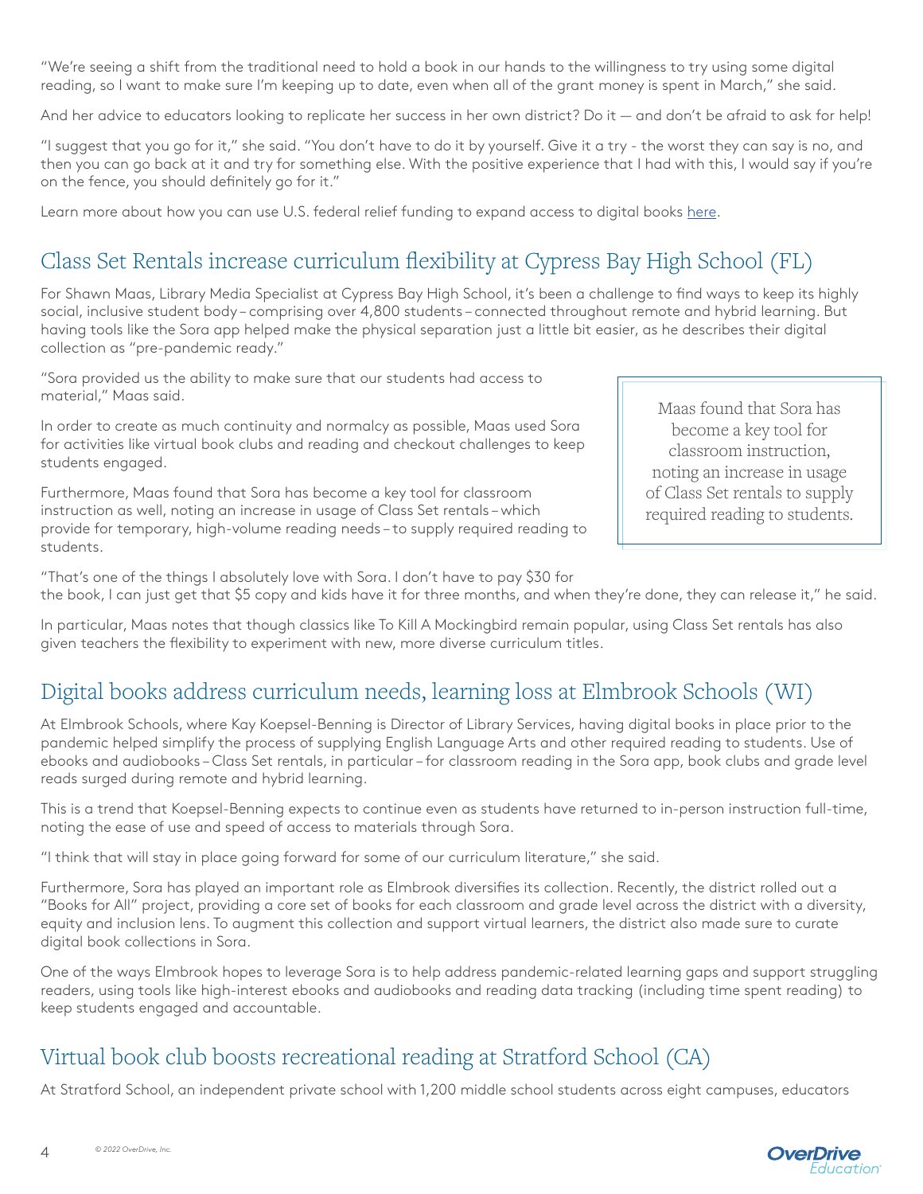"We're seeing a shift from the traditional need to hold a book in our hands to the willingness to try using some digital reading, so I want to make sure I'm keeping up to date, even when all of the grant money is spent in March," she said.

And her advice to educators looking to replicate her success in her own district? Do it — and don't be afraid to ask for help!

"I suggest that you go for it," she said. "You don't have to do it by yourself. Give it a try - the worst they can say is no, and then you can go back at it and try for something else. With the positive experience that I had with this, I would say if you're on the fence, you should definitely go for it."

Learn more about how you can use U.S. federal relief funding to expand access to digital books here.

## Class Set Rentals increase curriculum flexibility at Cypress Bay High School (FL)

For Shawn Maas, Library Media Specialist at Cypress Bay High School, it's been a challenge to find ways to keep its highly social, inclusive student body – comprising over 4,800 students – connected throughout remote and hybrid learning. But having tools like the Sora app helped make the physical separation just a little bit easier, as he describes their digital collection as "pre-pandemic ready."

"Sora provided us the ability to make sure that our students had access to material," Maas said.

In order to create as much continuity and normalcy as possible, Maas used Sora for activities like virtual book clubs and reading and checkout challenges to keep students engaged.

Furthermore, Maas found that Sora has become a key tool for classroom instruction as well, noting an increase in usage of Class Set rentals – which provide for temporary, high-volume reading needs – to supply required reading to students.

> Maas found that Sora has become a key tool for classroom instruction, noting an increase in usage of Class Set rentals to supply required reading to students.

"That's one of the things I absolutely love with Sora. I don't have to pay $30 for the book, I can just get that $5 copy and kids have it for three months, and when they're done, they can release it," he said.

In particular, Maas notes that though classics like To Kill A Mockingbird remain popular, using Class Set rentals has also given teachers the flexibility to experiment with new, more diverse curriculum titles.

## Digital books address curriculum needs, learning loss at Elmbrook Schools (WI)

At Elmbrook Schools, where Kay Koepsel-Benning is Director of Library Services, having digital books in place prior to the pandemic helped simplify the process of supplying English Language Arts and other required reading to students. Use of ebooks and audiobooks – Class Set rentals, in particular – for classroom reading in the Sora app, book clubs and grade level reads surged during remote and hybrid learning.

This is a trend that Koepsel-Benning expects to continue even as students have returned to in-person instruction full-time, noting the ease of use and speed of access to materials through Sora.

"I think that will stay in place going forward for some of our curriculum literature," she said.

Furthermore, Sora has played an important role as Elmbrook diversifies its collection. Recently, the district rolled out a "Books for All" project, providing a core set of books for each classroom and grade level across the district with a diversity, equity and inclusion lens. To augment this collection and support virtual learners, the district also made sure to curate digital book collections in Sora.

One of the ways Elmbrook hopes to leverage Sora is to help address pandemic-related learning gaps and support struggling readers, using tools like high-interest ebooks and audiobooks and reading data tracking (including time spent reading) to keep students engaged and accountable.

## Virtual book club boosts recreational reading at Stratford School (CA)

At Stratford School, an independent private school with 1,200 middle school students across eight campuses, educators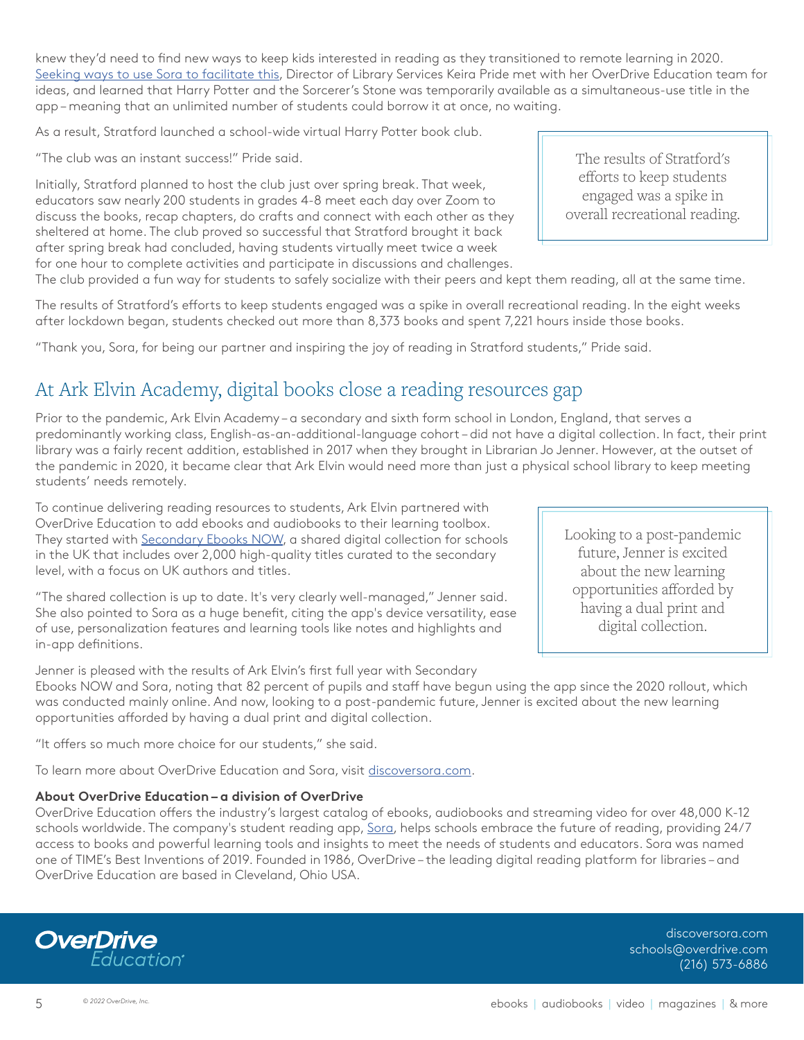knew they'd need to find new ways to keep kids interested in reading as they transitioned to remote learning in 2020. Seeking ways to use Sora to facilitate this, Director of Library Services Keira Pride met with her OverDrive Education team for ideas, and learned that Harry Potter and the Sorcerer's Stone was temporarily available as a simultaneous-use title in the app – meaning that an unlimited number of students could borrow it at once, no waiting.

As a result, Stratford launched a school-wide virtual Harry Potter book club.

"The club was an instant success!" Pride said.

Initially, Stratford planned to host the club just over spring break. That week, educators saw nearly 200 students in grades 4-8 meet each day over Zoom to discuss the books, recap chapters, do crafts and connect with each other as they sheltered at home. The club proved so successful that Stratford brought it back after spring break had concluded, having students virtually meet twice a week for one hour to complete activities and participate in discussions and challenges. The club provided a fun way for students to safely socialize with their peers and kept them reading, all at the same time.

> The results of Stratford's efforts to keep students engaged was a spike in overall recreational reading.

The results of Stratford's efforts to keep students engaged was a spike in overall recreational reading. In the eight weeks after lockdown began, students checked out more than 8,373 books and spent 7,221 hours inside those books.

"Thank you, Sora, for being our partner and inspiring the joy of reading in Stratford students," Pride said.

## At Ark Elvin Academy, digital books close a reading resources gap

Prior to the pandemic, Ark Elvin Academy – a secondary and sixth form school in London, England, that serves a predominantly working class, English-as-an-additional-language cohort – did not have a digital collection. In fact, their print library was a fairly recent addition, established in 2017 when they brought in Librarian Jo Jenner. However, at the outset of the pandemic in 2020, it became clear that Ark Elvin would need more than just a physical school library to keep meeting students' needs remotely.

To continue delivering reading resources to students, Ark Elvin partnered with OverDrive Education to add ebooks and audiobooks to their learning toolbox. They started with Secondary Ebooks NOW, a shared digital collection for schools in the UK that includes over 2,000 high-quality titles curated to the secondary level, with a focus on UK authors and titles.

"The shared collection is up to date. It's very clearly well-managed," Jenner said. She also pointed to Sora as a huge benefit, citing the app's device versatility, ease of use, personalization features and learning tools like notes and highlights and in-app definitions.

> Looking to a post-pandemic future, Jenner is excited about the new learning opportunities afforded by having a dual print and digital collection.

Jenner is pleased with the results of Ark Elvin's first full year with Secondary Ebooks NOW and Sora, noting that 82 percent of pupils and staff have begun using the app since the 2020 rollout, which was conducted mainly online. And now, looking to a post-pandemic future, Jenner is excited about the new learning opportunities afforded by having a dual print and digital collection.

"It offers so much more choice for our students," she said.

To learn more about OverDrive Education and Sora, visit discoversora.com.

**About OverDrive Education – a division of OverDrive**

OverDrive Education offers the industry's largest catalog of ebooks, audiobooks and streaming video for over 48,000 K-12 schools worldwide. The company's student reading app, Sora, helps schools embrace the future of reading, providing 24/7 access to books and powerful learning tools and insights to meet the needs of students and educators. Sora was named one of TIME's Best Inventions of 2019. Founded in 1986, OverDrive – the leading digital reading platform for libraries – and OverDrive Education are based in Cleveland, Ohio USA.

OverDrive Education

discoversora.com
schools@overdrive.com
(216) 573-6886

© 2022 OverDrive, Inc.

ebooks | audiobooks | video | magazines | & more